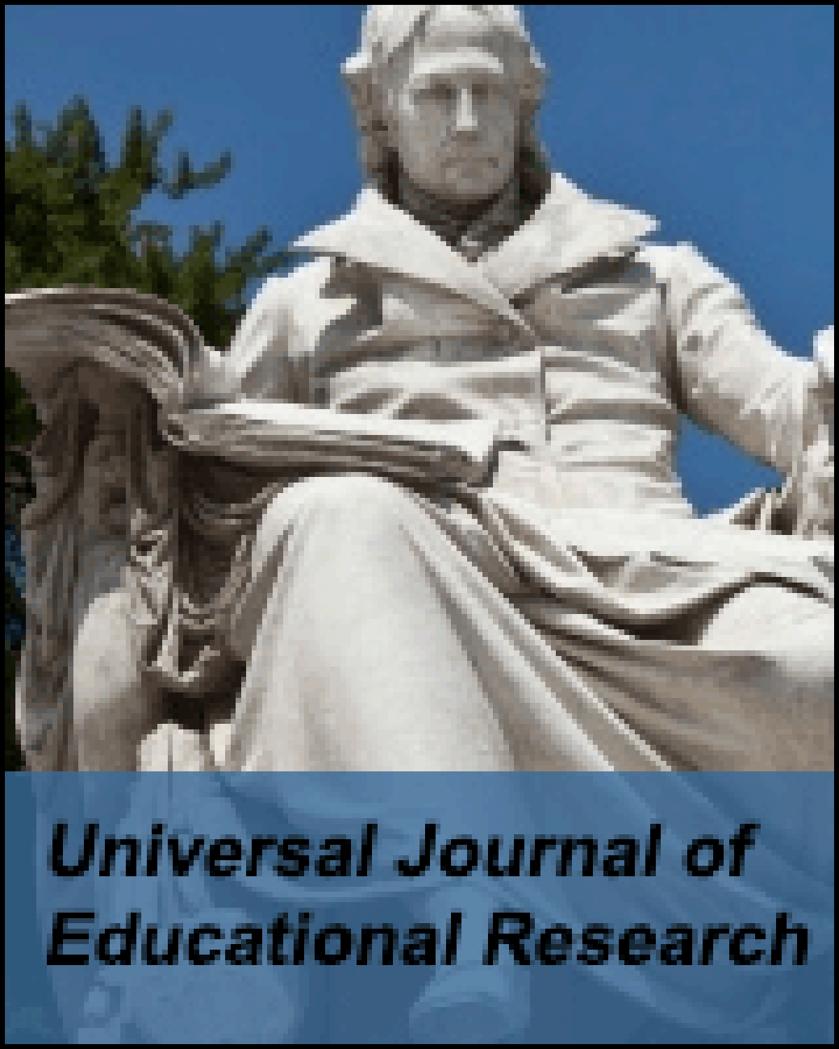# Universal Journal of Educational Research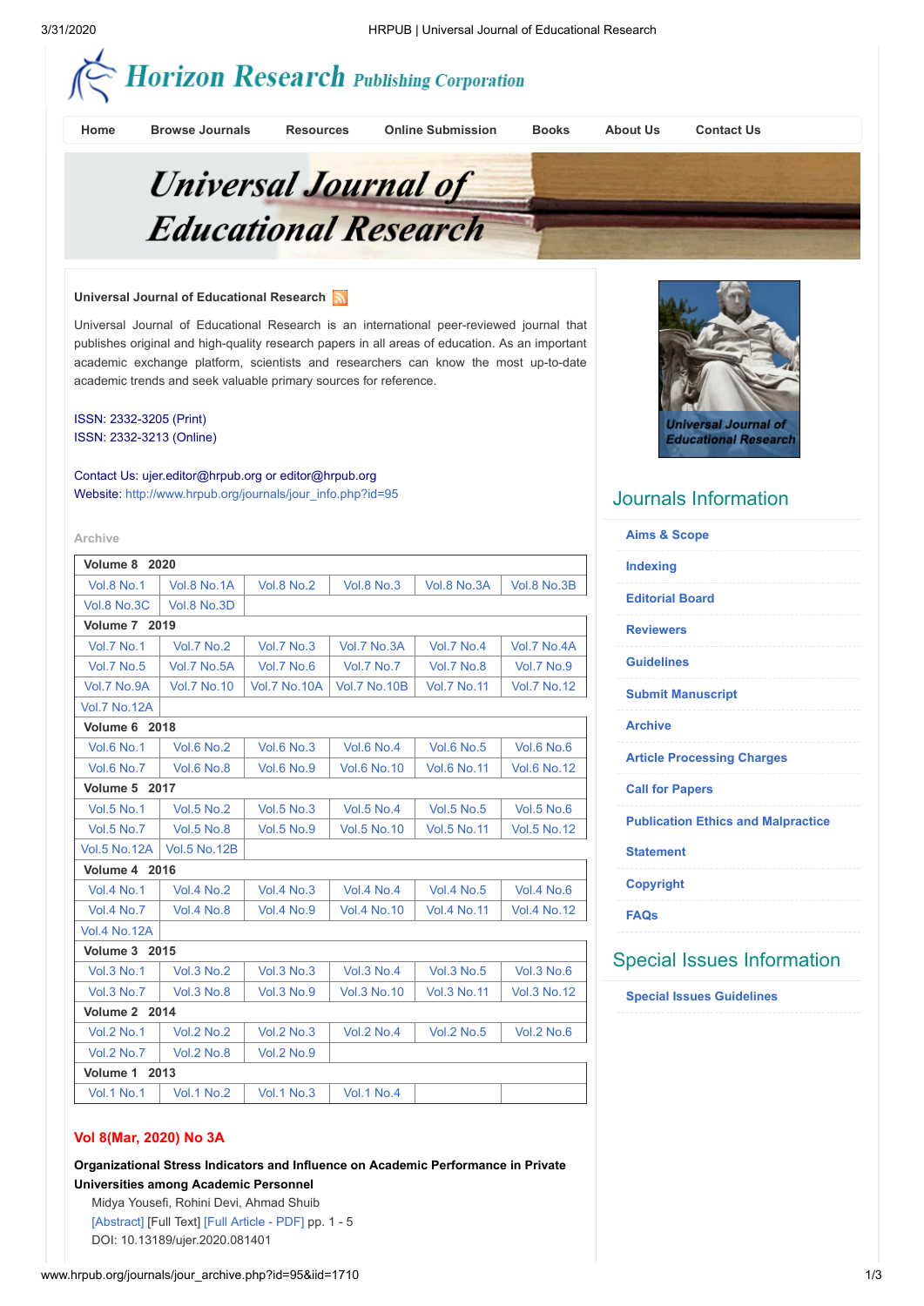Home | Browse Journals | Resources | Online Submission | Books | About Us | Contact Us

# Universal Journal of Educational Research

**Universal Journal of Educational Research**

Universal Journal of Educational Research is an international peer-reviewed journal that publishes original and high-quality research papers in all areas of education. As an important academic exchange platform, scientists and researchers can know the most up-to-date academic trends and seek valuable primary sources for reference.

ISSN: 2332-3205 (Print)
ISSN: 2332-3213 (Online)

Contact Us: ujer.editor@hrpub.org or editor@hrpub.org
Website: http://www.hrpub.org/journals/jour_info.php?id=95

Archive

| Volume 8 2020 | | | | | |
|---|---|---|---|---|---|
| Vol.8 No.1 | Vol.8 No.1A | Vol.8 No.2 | Vol.8 No.3 | Vol.8 No.3A | Vol.8 No.3B |
| Vol.8 No.3C | Vol.8 No.3D | | | | |
| **Volume 7 2019** | | | | | |
| Vol.7 No.1 | Vol.7 No.2 | Vol.7 No.3 | Vol.7 No.3A | Vol.7 No.4 | Vol.7 No.4A |
| Vol.7 No.5 | Vol.7 No.5A | Vol.7 No.6 | Vol.7 No.7 | Vol.7 No.8 | Vol.7 No.9 |
| Vol.7 No.9A | Vol.7 No.10 | Vol.7 No.10A | Vol.7 No.10B | Vol.7 No.11 | Vol.7 No.12 |
| Vol.7 No.12A | | | | | |
| **Volume 6 2018** | | | | | |
| Vol.6 No.1 | Vol.6 No.2 | Vol.6 No.3 | Vol.6 No.4 | Vol.6 No.5 | Vol.6 No.6 |
| Vol.6 No.7 | Vol.6 No.8 | Vol.6 No.9 | Vol.6 No.10 | Vol.6 No.11 | Vol.6 No.12 |
| **Volume 5 2017** | | | | | |
| Vol.5 No.1 | Vol.5 No.2 | Vol.5 No.3 | Vol.5 No.4 | Vol.5 No.5 | Vol.5 No.6 |
| Vol.5 No.7 | Vol.5 No.8 | Vol.5 No.9 | Vol.5 No.10 | Vol.5 No.11 | Vol.5 No.12 |
| Vol.5 No.12A | Vol.5 No.12B | | | | |
| **Volume 4 2016** | | | | | |
| Vol.4 No.1 | Vol.4 No.2 | Vol.4 No.3 | Vol.4 No.4 | Vol.4 No.5 | Vol.4 No.6 |
| Vol.4 No.7 | Vol.4 No.8 | Vol.4 No.9 | Vol.4 No.10 | Vol.4 No.11 | Vol.4 No.12 |
| Vol.4 No.12A | | | | | |
| **Volume 3 2015** | | | | | |
| Vol.3 No.1 | Vol.3 No.2 | Vol.3 No.3 | Vol.3 No.4 | Vol.3 No.5 | Vol.3 No.6 |
| Vol.3 No.7 | Vol.3 No.8 | Vol.3 No.9 | Vol.3 No.10 | Vol.3 No.11 | Vol.3 No.12 |
| **Volume 2 2014** | | | | | |
| Vol.2 No.1 | Vol.2 No.2 | Vol.2 No.3 | Vol.2 No.4 | Vol.2 No.5 | Vol.2 No.6 |
| Vol.2 No.7 | Vol.2 No.8 | Vol.2 No.9 | | | |
| **Volume 1 2013** | | | | | |
| Vol.1 No.1 | Vol.1 No.2 | Vol.1 No.3 | Vol.1 No.4 | | |

## Vol 8(Mar, 2020) No 3A

**Organizational Stress Indicators and Influence on Academic Performance in Private Universities among Academic Personnel**

Midya Yousefi, Rohini Devi, Ahmad Shuib
[Abstract] [Full Text] [Full Article - PDF] pp. 1 - 5
DOI: 10.13189/ujer.2020.081401

## Journals Information

- Aims & Scope
- Indexing
- Editorial Board
- Reviewers
- Guidelines
- Submit Manuscript
- Archive
- Article Processing Charges
- Call for Papers
- Publication Ethics and Malpractice
- Statement
- Copyright
- FAQs

## Special Issues Information

- Special Issues Guidelines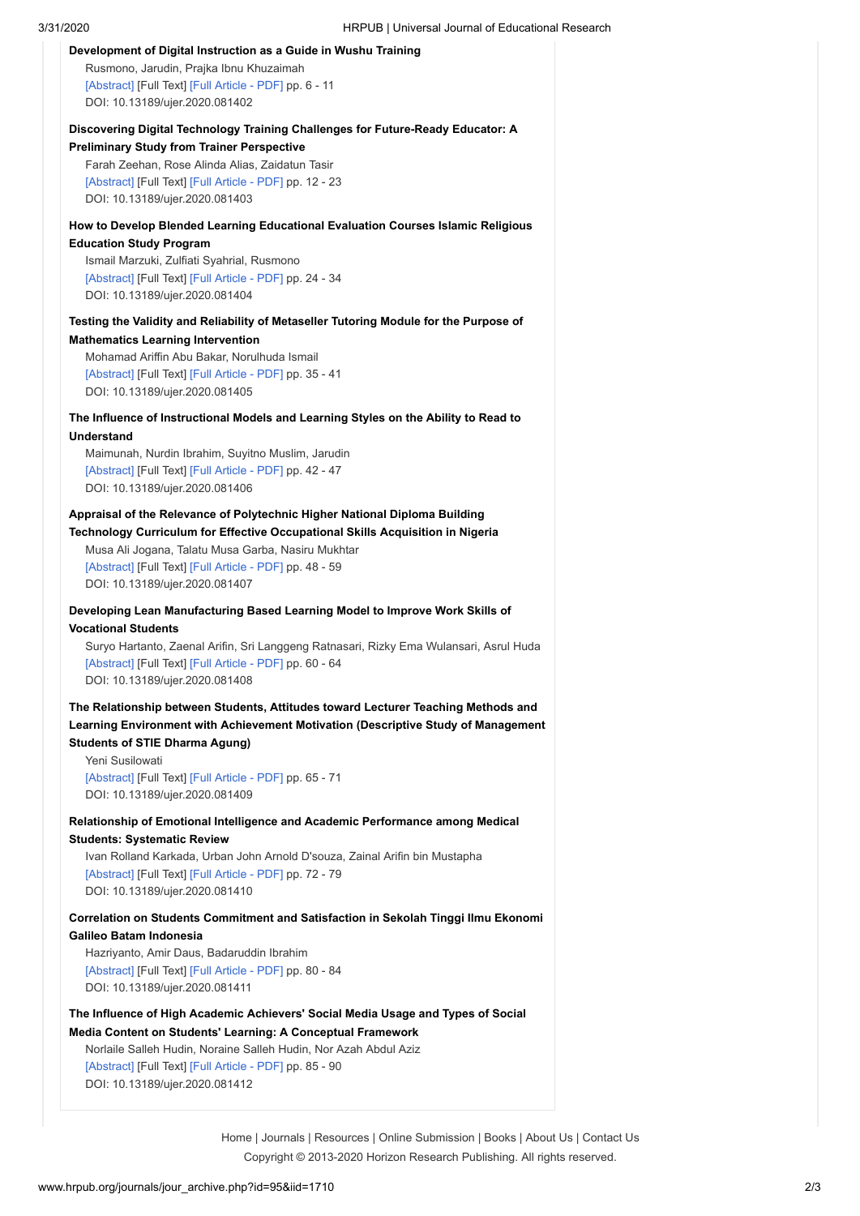**Development of Digital Instruction as a Guide in Wushu Training**

Rusmono, Jarudin, Prajka Ibnu Khuzaimah
[Abstract] [Full Text] [Full Article - PDF] pp. 6 - 11
DOI: 10.13189/ujer.2020.081402

**Discovering Digital Technology Training Challenges for Future-Ready Educator: A Preliminary Study from Trainer Perspective**

Farah Zeehan, Rose Alinda Alias, Zaidatun Tasir
[Abstract] [Full Text] [Full Article - PDF] pp. 12 - 23
DOI: 10.13189/ujer.2020.081403

**How to Develop Blended Learning Educational Evaluation Courses Islamic Religious Education Study Program**

Ismail Marzuki, Zulfiati Syahrial, Rusmono
[Abstract] [Full Text] [Full Article - PDF] pp. 24 - 34
DOI: 10.13189/ujer.2020.081404

**Testing the Validity and Reliability of Metaseller Tutoring Module for the Purpose of Mathematics Learning Intervention**

Mohamad Ariffin Abu Bakar, Norulhuda Ismail
[Abstract] [Full Text] [Full Article - PDF] pp. 35 - 41
DOI: 10.13189/ujer.2020.081405

**The Influence of Instructional Models and Learning Styles on the Ability to Read to Understand**

Maimunah, Nurdin Ibrahim, Suyitno Muslim, Jarudin
[Abstract] [Full Text] [Full Article - PDF] pp. 42 - 47
DOI: 10.13189/ujer.2020.081406

**Appraisal of the Relevance of Polytechnic Higher National Diploma Building Technology Curriculum for Effective Occupational Skills Acquisition in Nigeria**

Musa Ali Jogana, Talatu Musa Garba, Nasiru Mukhtar
[Abstract] [Full Text] [Full Article - PDF] pp. 48 - 59
DOI: 10.13189/ujer.2020.081407

**Developing Lean Manufacturing Based Learning Model to Improve Work Skills of Vocational Students**

Suryo Hartanto, Zaenal Arifin, Sri Langgeng Ratnasari, Rizky Ema Wulansari, Asrul Huda
[Abstract] [Full Text] [Full Article - PDF] pp. 60 - 64
DOI: 10.13189/ujer.2020.081408

**The Relationship between Students, Attitudes toward Lecturer Teaching Methods and Learning Environment with Achievement Motivation (Descriptive Study of Management Students of STIE Dharma Agung)**

Yeni Susilowati
[Abstract] [Full Text] [Full Article - PDF] pp. 65 - 71
DOI: 10.13189/ujer.2020.081409

**Relationship of Emotional Intelligence and Academic Performance among Medical Students: Systematic Review**

Ivan Rolland Karkada, Urban John Arnold D'souza, Zainal Arifin bin Mustapha
[Abstract] [Full Text] [Full Article - PDF] pp. 72 - 79
DOI: 10.13189/ujer.2020.081410

**Correlation on Students Commitment and Satisfaction in Sekolah Tinggi Ilmu Ekonomi Galileo Batam Indonesia**

Hazriyanto, Amir Daus, Badaruddin Ibrahim
[Abstract] [Full Text] [Full Article - PDF] pp. 80 - 84
DOI: 10.13189/ujer.2020.081411

**The Influence of High Academic Achievers' Social Media Usage and Types of Social Media Content on Students' Learning: A Conceptual Framework**

Norlaile Salleh Hudin, Noraine Salleh Hudin, Nor Azah Abdul Aziz
[Abstract] [Full Text] [Full Article - PDF] pp. 85 - 90
DOI: 10.13189/ujer.2020.081412

Home | Journals | Resources | Online Submission | Books | About Us | Contact Us
Copyright © 2013-2020 Horizon Research Publishing. All rights reserved.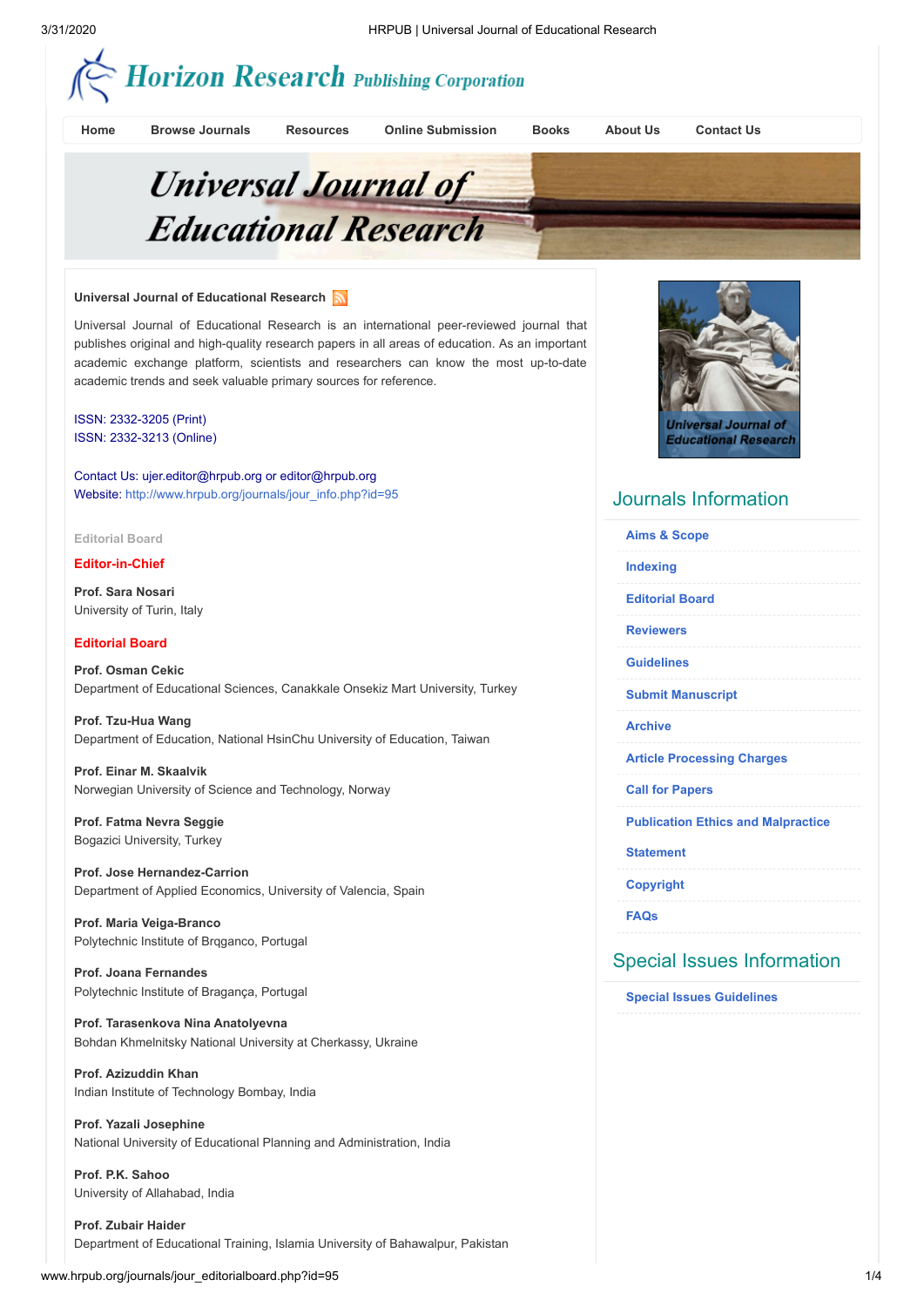# Universal Journal of Educational Research

Home | Browse Journals | Resources | Online Submission | Books | About Us | Contact Us

## Universal Journal of Educational Research

Universal Journal of Educational Research is an international peer-reviewed journal that publishes original and high-quality research papers in all areas of education. As an important academic exchange platform, scientists and researchers can know the most up-to-date academic trends and seek valuable primary sources for reference.

ISSN: 2332-3205 (Print)
ISSN: 2332-3213 (Online)

Contact Us: ujer.editor@hrpub.org or editor@hrpub.org
Website: http://www.hrpub.org/journals/jour_info.php?id=95

Editorial Board

### Editor-in-Chief

**Prof. Sara Nosari**
University of Turin, Italy

### Editorial Board

**Prof. Osman Cekic**
Department of Educational Sciences, Canakkale Onsekiz Mart University, Turkey

**Prof. Tzu-Hua Wang**
Department of Education, National HsinChu University of Education, Taiwan

**Prof. Einar M. Skaalvik**
Norwegian University of Science and Technology, Norway

**Prof. Fatma Nevra Seggie**
Bogazici University, Turkey

**Prof. Jose Hernandez-Carrion**
Department of Applied Economics, University of Valencia, Spain

**Prof. Maria Veiga-Branco**
Polytechnic Institute of Brqganco, Portugal

**Prof. Joana Fernandes**
Polytechnic Institute of Bragança, Portugal

**Prof. Tarasenkova Nina Anatolyevna**
Bohdan Khmelnitsky National University at Cherkassy, Ukraine

**Prof. Azizuddin Khan**
Indian Institute of Technology Bombay, India

**Prof. Yazali Josephine**
National University of Educational Planning and Administration, India

**Prof. P.K. Sahoo**
University of Allahabad, India

**Prof. Zubair Haider**
Department of Educational Training, Islamia University of Bahawalpur, Pakistan

## Journals Information

- Aims & Scope
- Indexing
- Editorial Board
- Reviewers
- Guidelines
- Submit Manuscript
- Archive
- Article Processing Charges
- Call for Papers
- Publication Ethics and Malpractice Statement
- Copyright
- FAQs

## Special Issues Information

- Special Issues Guidelines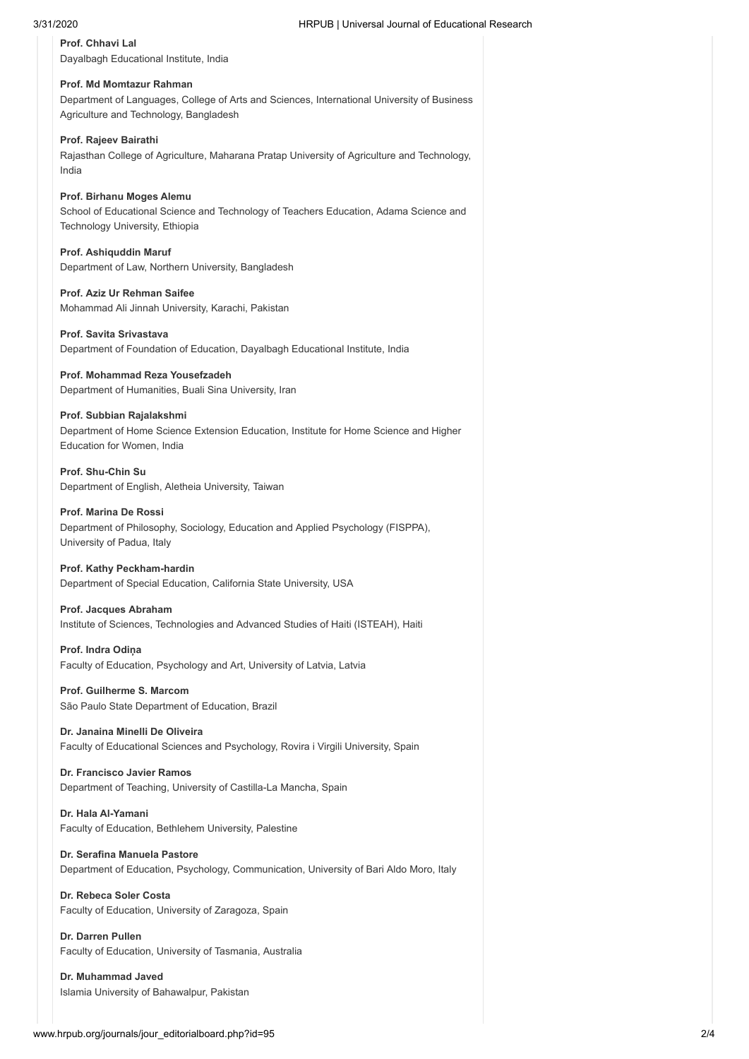**Prof. Chhavi Lal**
Dayalbagh Educational Institute, India

**Prof. Md Momtazur Rahman**
Department of Languages, College of Arts and Sciences, International University of Business Agriculture and Technology, Bangladesh

**Prof. Rajeev Bairathi**
Rajasthan College of Agriculture, Maharana Pratap University of Agriculture and Technology, India

**Prof. Birhanu Moges Alemu**
School of Educational Science and Technology of Teachers Education, Adama Science and Technology University, Ethiopia

**Prof. Ashiquddin Maruf**
Department of Law, Northern University, Bangladesh

**Prof. Aziz Ur Rehman Saifee**
Mohammad Ali Jinnah University, Karachi, Pakistan

**Prof. Savita Srivastava**
Department of Foundation of Education, Dayalbagh Educational Institute, India

**Prof. Mohammad Reza Yousefzadeh**
Department of Humanities, Buali Sina University, Iran

**Prof. Subbian Rajalakshmi**
Department of Home Science Extension Education, Institute for Home Science and Higher Education for Women, India

**Prof. Shu-Chin Su**
Department of English, Aletheia University, Taiwan

**Prof. Marina De Rossi**
Department of Philosophy, Sociology, Education and Applied Psychology (FISPPA), University of Padua, Italy

**Prof. Kathy Peckham-hardin**
Department of Special Education, California State University, USA

**Prof. Jacques Abraham**
Institute of Sciences, Technologies and Advanced Studies of Haiti (ISTEAH), Haiti

**Prof. Indra Odiņa**
Faculty of Education, Psychology and Art, University of Latvia, Latvia

**Prof. Guilherme S. Marcom**
São Paulo State Department of Education, Brazil

**Dr. Janaina Minelli De Oliveira**
Faculty of Educational Sciences and Psychology, Rovira i Virgili University, Spain

**Dr. Francisco Javier Ramos**
Department of Teaching, University of Castilla-La Mancha, Spain

**Dr. Hala Al-Yamani**
Faculty of Education, Bethlehem University, Palestine

**Dr. Serafina Manuela Pastore**
Department of Education, Psychology, Communication, University of Bari Aldo Moro, Italy

**Dr. Rebeca Soler Costa**
Faculty of Education, University of Zaragoza, Spain

**Dr. Darren Pullen**
Faculty of Education, University of Tasmania, Australia

**Dr. Muhammad Javed**
Islamia University of Bahawalpur, Pakistan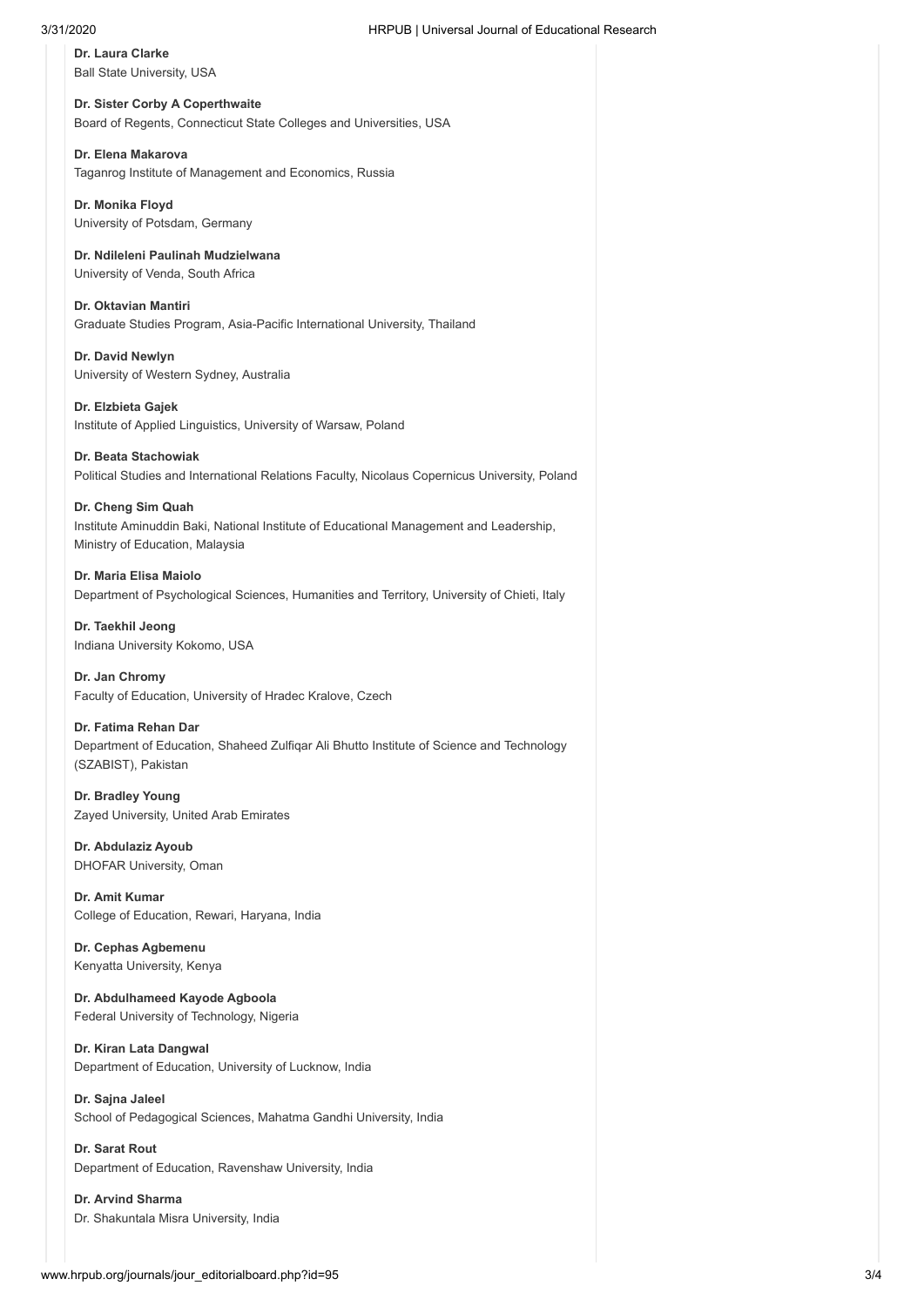**Dr. Laura Clarke**
Ball State University, USA

**Dr. Sister Corby A Coperthwaite**
Board of Regents, Connecticut State Colleges and Universities, USA

**Dr. Elena Makarova**
Taganrog Institute of Management and Economics, Russia

**Dr. Monika Floyd**
University of Potsdam, Germany

**Dr. Ndileleni Paulinah Mudzielwana**
University of Venda, South Africa

**Dr. Oktavian Mantiri**
Graduate Studies Program, Asia-Pacific International University, Thailand

**Dr. David Newlyn**
University of Western Sydney, Australia

**Dr. Elzbieta Gajek**
Institute of Applied Linguistics, University of Warsaw, Poland

**Dr. Beata Stachowiak**
Political Studies and International Relations Faculty, Nicolaus Copernicus University, Poland

**Dr. Cheng Sim Quah**
Institute Aminuddin Baki, National Institute of Educational Management and Leadership, Ministry of Education, Malaysia

**Dr. Maria Elisa Maiolo**
Department of Psychological Sciences, Humanities and Territory, University of Chieti, Italy

**Dr. Taekhil Jeong**
Indiana University Kokomo, USA

**Dr. Jan Chromy**
Faculty of Education, University of Hradec Kralove, Czech

**Dr. Fatima Rehan Dar**
Department of Education, Shaheed Zulfiqar Ali Bhutto Institute of Science and Technology (SZABIST), Pakistan

**Dr. Bradley Young**
Zayed University, United Arab Emirates

**Dr. Abdulaziz Ayoub**
DHOFAR University, Oman

**Dr. Amit Kumar**
College of Education, Rewari, Haryana, India

**Dr. Cephas Agbemenu**
Kenyatta University, Kenya

**Dr. Abdulhameed Kayode Agboola**
Federal University of Technology, Nigeria

**Dr. Kiran Lata Dangwal**
Department of Education, University of Lucknow, India

**Dr. Sajna Jaleel**
School of Pedagogical Sciences, Mahatma Gandhi University, India

**Dr. Sarat Rout**
Department of Education, Ravenshaw University, India

**Dr. Arvind Sharma**
Dr. Shakuntala Misra University, India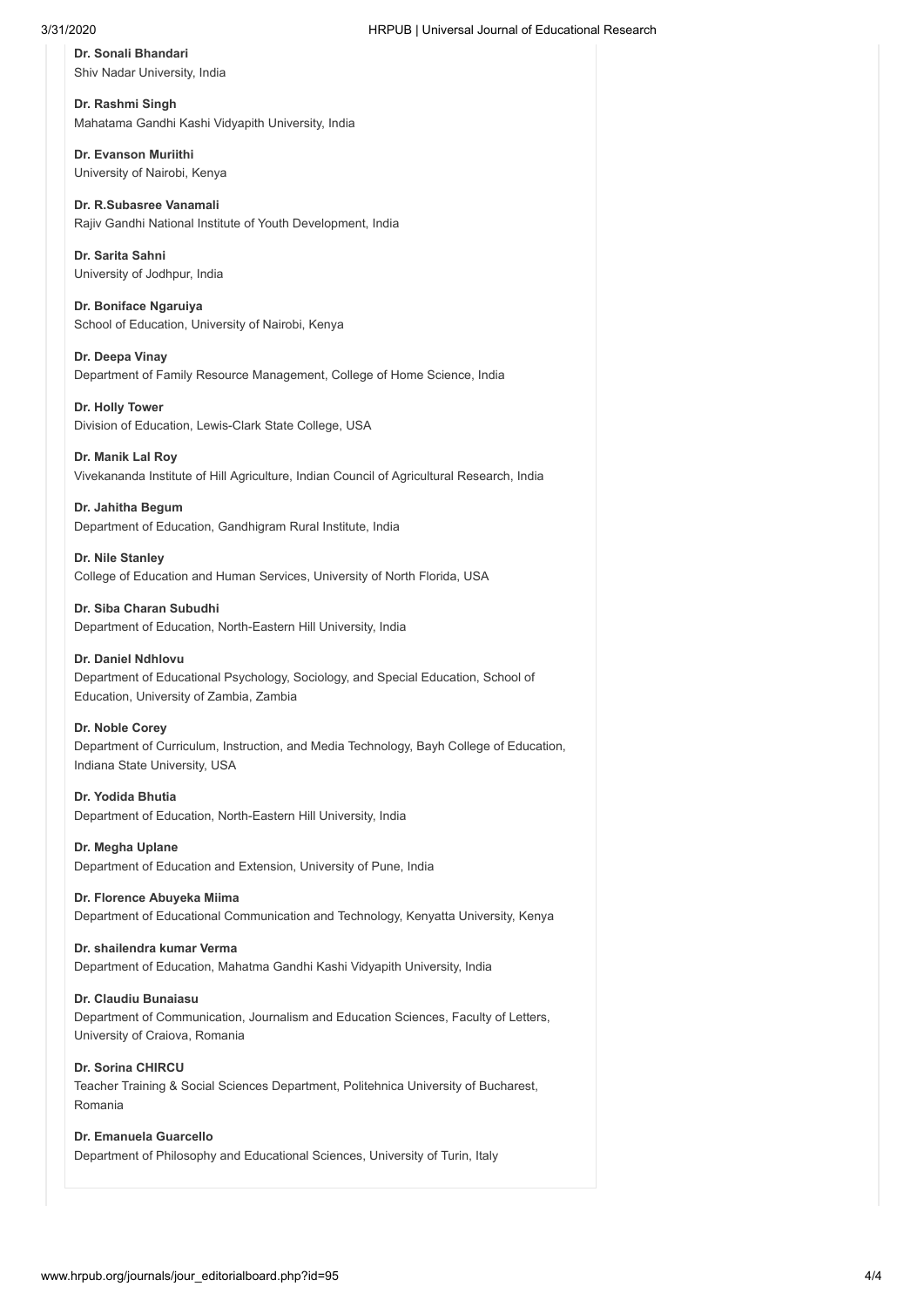**Dr. Sonali Bhandari**
Shiv Nadar University, India

**Dr. Rashmi Singh**
Mahatama Gandhi Kashi Vidyapith University, India

**Dr. Evanson Muriithi**
University of Nairobi, Kenya

**Dr. R.Subasree Vanamali**
Rajiv Gandhi National Institute of Youth Development, India

**Dr. Sarita Sahni**
University of Jodhpur, India

**Dr. Boniface Ngaruiya**
School of Education, University of Nairobi, Kenya

**Dr. Deepa Vinay**
Department of Family Resource Management, College of Home Science, India

**Dr. Holly Tower**
Division of Education, Lewis-Clark State College, USA

**Dr. Manik Lal Roy**
Vivekananda Institute of Hill Agriculture, Indian Council of Agricultural Research, India

**Dr. Jahitha Begum**
Department of Education, Gandhigram Rural Institute, India

**Dr. Nile Stanley**
College of Education and Human Services, University of North Florida, USA

**Dr. Siba Charan Subudhi**
Department of Education, North-Eastern Hill University, India

**Dr. Daniel Ndhlovu**
Department of Educational Psychology, Sociology, and Special Education, School of Education, University of Zambia, Zambia

**Dr. Noble Corey**
Department of Curriculum, Instruction, and Media Technology, Bayh College of Education, Indiana State University, USA

**Dr. Yodida Bhutia**
Department of Education, North-Eastern Hill University, India

**Dr. Megha Uplane**
Department of Education and Extension, University of Pune, India

**Dr. Florence Abuyeka Miima**
Department of Educational Communication and Technology, Kenyatta University, Kenya

**Dr. shailendra kumar Verma**
Department of Education, Mahatma Gandhi Kashi Vidyapith University, India

**Dr. Claudiu Bunaiasu**
Department of Communication, Journalism and Education Sciences, Faculty of Letters, University of Craiova, Romania

**Dr. Sorina CHIRCU**
Teacher Training & Social Sciences Department, Politehnica University of Bucharest, Romania

**Dr. Emanuela Guarcello**
Department of Philosophy and Educational Sciences, University of Turin, Italy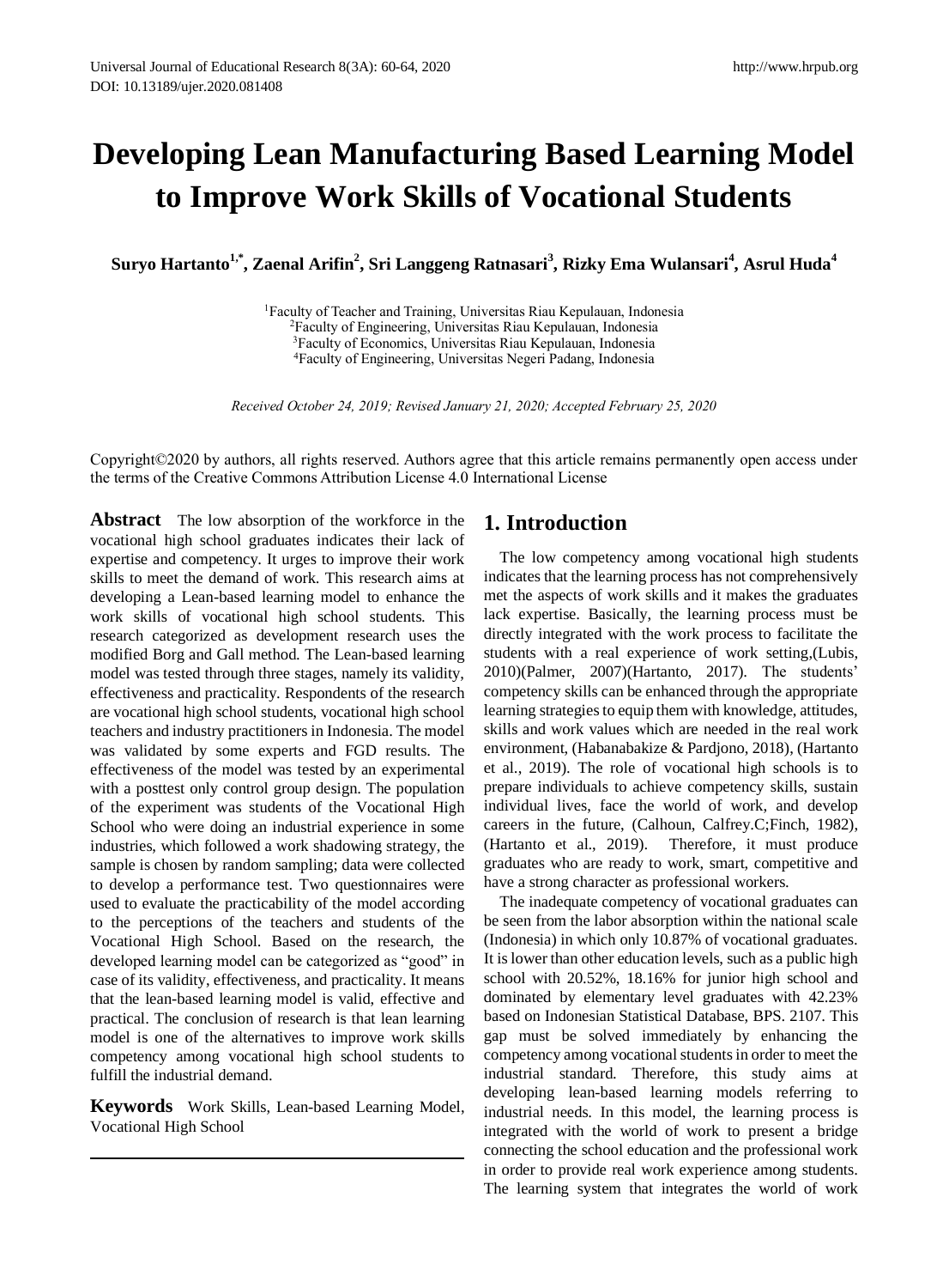# Developing Lean Manufacturing Based Learning Model to Improve Work Skills of Vocational Students

**Suryo Hartanto[1,*], Zaenal Arifin[2], Sri Langgeng Ratnasari[3], Rizky Ema Wulansari[4], Asrul Huda[4]**

[1]Faculty of Teacher and Training, Universitas Riau Kepulauan, Indonesia
[2]Faculty of Engineering, Universitas Riau Kepulauan, Indonesia
[3]Faculty of Economics, Universitas Riau Kepulauan, Indonesia
[4]Faculty of Engineering, Universitas Negeri Padang, Indonesia

*Received October 24, 2019; Revised January 21, 2020; Accepted February 25, 2020*

Copyright©2020 by authors, all rights reserved. Authors agree that this article remains permanently open access under the terms of the Creative Commons Attribution License 4.0 International License

**Abstract** The low absorption of the workforce in the vocational high school graduates indicates their lack of expertise and competency. It urges to improve their work skills to meet the demand of work. This research aims at developing a Lean-based learning model to enhance the work skills of vocational high school students. This research categorized as development research uses the modified Borg and Gall method. The Lean-based learning model was tested through three stages, namely its validity, effectiveness and practicality. Respondents of the research are vocational high school students, vocational high school teachers and industry practitioners in Indonesia. The model was validated by some experts and FGD results. The effectiveness of the model was tested by an experimental with a posttest only control group design. The population of the experiment was students of the Vocational High School who were doing an industrial experience in some industries, which followed a work shadowing strategy, the sample is chosen by random sampling; data were collected to develop a performance test. Two questionnaires were used to evaluate the practicability of the model according to the perceptions of the teachers and students of the Vocational High School. Based on the research, the developed learning model can be categorized as "good" in case of its validity, effectiveness, and practicality. It means that the lean-based learning model is valid, effective and practical. The conclusion of research is that lean learning model is one of the alternatives to improve work skills competency among vocational high school students to fulfill the industrial demand.

**Keywords** Work Skills, Lean-based Learning Model, Vocational High School

## 1. Introduction

The low competency among vocational high students indicates that the learning process has not comprehensively met the aspects of work skills and it makes the graduates lack expertise. Basically, the learning process must be directly integrated with the work process to facilitate the students with a real experience of work setting,(Lubis, 2010)(Palmer, 2007)(Hartanto, 2017). The students' competency skills can be enhanced through the appropriate learning strategies to equip them with knowledge, attitudes, skills and work values which are needed in the real work environment, (Habanabakize & Pardjono, 2018), (Hartanto et al., 2019). The role of vocational high schools is to prepare individuals to achieve competency skills, sustain individual lives, face the world of work, and develop careers in the future, (Calhoun, Calfrey.C;Finch, 1982), (Hartanto et al., 2019). Therefore, it must produce graduates who are ready to work, smart, competitive and have a strong character as professional workers.

The inadequate competency of vocational graduates can be seen from the labor absorption within the national scale (Indonesia) in which only 10.87% of vocational graduates. It is lower than other education levels, such as a public high school with 20.52%, 18.16% for junior high school and dominated by elementary level graduates with 42.23% based on Indonesian Statistical Database, BPS. 2107. This gap must be solved immediately by enhancing the competency among vocational students in order to meet the industrial standard. Therefore, this study aims at developing lean-based learning models referring to industrial needs. In this model, the learning process is integrated with the world of work to present a bridge connecting the school education and the professional work in order to provide real work experience among students. The learning system that integrates the world of work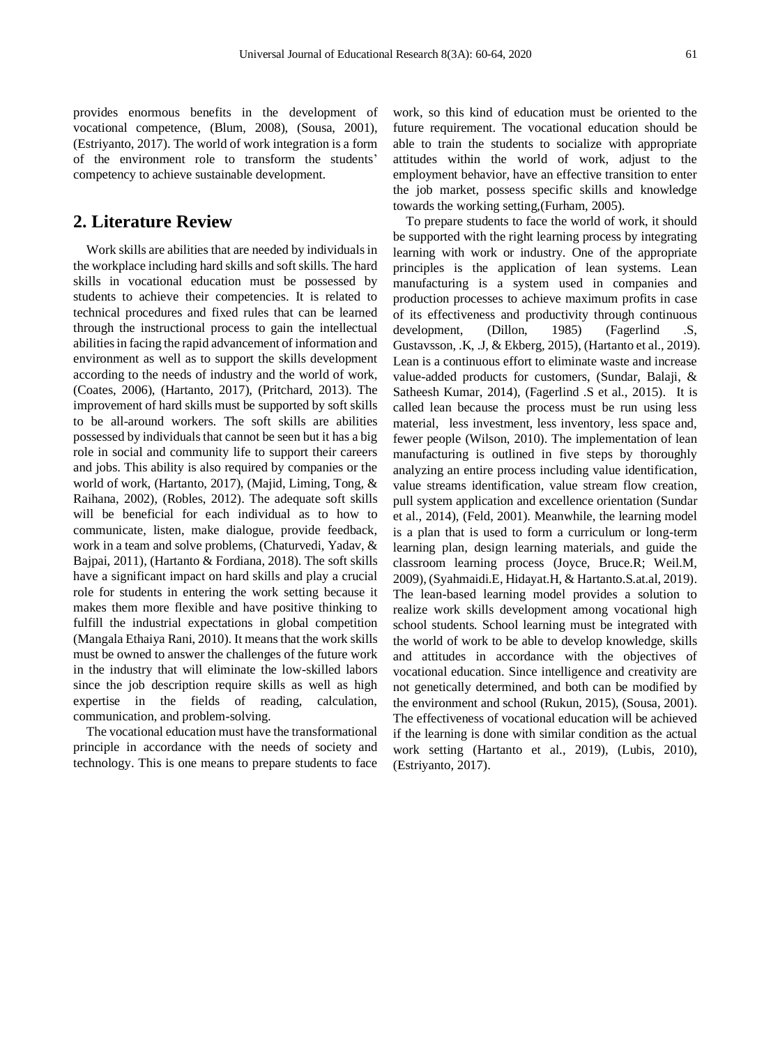provides enormous benefits in the development of vocational competence, (Blum, 2008), (Sousa, 2001), (Estriyanto, 2017). The world of work integration is a form of the environment role to transform the students' competency to achieve sustainable development.

## 2. Literature Review

Work skills are abilities that are needed by individuals in the workplace including hard skills and soft skills. The hard skills in vocational education must be possessed by students to achieve their competencies. It is related to technical procedures and fixed rules that can be learned through the instructional process to gain the intellectual abilities in facing the rapid advancement of information and environment as well as to support the skills development according to the needs of industry and the world of work, (Coates, 2006), (Hartanto, 2017), (Pritchard, 2013). The improvement of hard skills must be supported by soft skills to be all-around workers. The soft skills are abilities possessed by individuals that cannot be seen but it has a big role in social and community life to support their careers and jobs. This ability is also required by companies or the world of work, (Hartanto, 2017), (Majid, Liming, Tong, & Raihana, 2002), (Robles, 2012). The adequate soft skills will be beneficial for each individual as to how to communicate, listen, make dialogue, provide feedback, work in a team and solve problems, (Chaturvedi, Yadav, & Bajpai, 2011), (Hartanto & Fordiana, 2018). The soft skills have a significant impact on hard skills and play a crucial role for students in entering the work setting because it makes them more flexible and have positive thinking to fulfill the industrial expectations in global competition (Mangala Ethaiya Rani, 2010). It means that the work skills must be owned to answer the challenges of the future work in the industry that will eliminate the low-skilled labors since the job description require skills as well as high expertise in the fields of reading, calculation, communication, and problem-solving.

The vocational education must have the transformational principle in accordance with the needs of society and technology. This is one means to prepare students to face work, so this kind of education must be oriented to the future requirement. The vocational education should be able to train the students to socialize with appropriate attitudes within the world of work, adjust to the employment behavior, have an effective transition to enter the job market, possess specific skills and knowledge towards the working setting,(Furham, 2005).

To prepare students to face the world of work, it should be supported with the right learning process by integrating learning with work or industry. One of the appropriate principles is the application of lean systems. Lean manufacturing is a system used in companies and production processes to achieve maximum profits in case of its effectiveness and productivity through continuous development, (Dillon, 1985) (Fagerlind .S, Gustavsson, .K, .J, & Ekberg, 2015), (Hartanto et al., 2019). Lean is a continuous effort to eliminate waste and increase value-added products for customers, (Sundar, Balaji, & Satheesh Kumar, 2014), (Fagerlind .S et al., 2015). It is called lean because the process must be run using less material, less investment, less inventory, less space and, fewer people (Wilson, 2010). The implementation of lean manufacturing is outlined in five steps by thoroughly analyzing an entire process including value identification, value streams identification, value stream flow creation, pull system application and excellence orientation (Sundar et al., 2014), (Feld, 2001). Meanwhile, the learning model is a plan that is used to form a curriculum or long-term learning plan, design learning materials, and guide the classroom learning process (Joyce, Bruce.R; Weil.M, 2009), (Syahmaidi.E, Hidayat.H, & Hartanto.S.at.al, 2019). The lean-based learning model provides a solution to realize work skills development among vocational high school students. School learning must be integrated with the world of work to be able to develop knowledge, skills and attitudes in accordance with the objectives of vocational education. Since intelligence and creativity are not genetically determined, and both can be modified by the environment and school (Rukun, 2015), (Sousa, 2001). The effectiveness of vocational education will be achieved if the learning is done with similar condition as the actual work setting (Hartanto et al., 2019), (Lubis, 2010), (Estriyanto, 2017).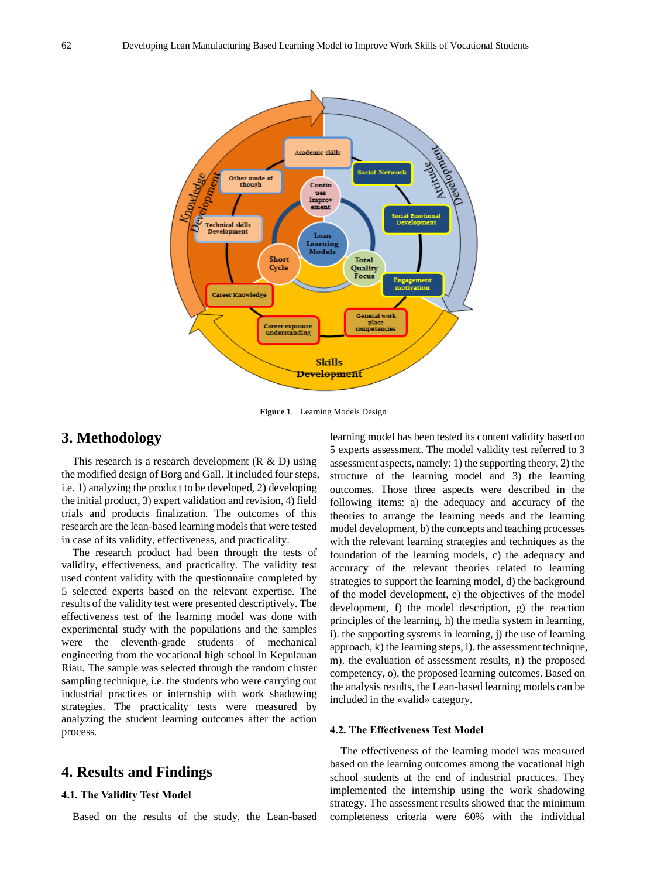**Figure 1**. Learning Models Design

## 3. Methodology

This research is a research development (R & D) using the modified design of Borg and Gall. It included four steps, i.e. 1) analyzing the product to be developed, 2) developing the initial product, 3) expert validation and revision, 4) field trials and products finalization. The outcomes of this research are the lean-based learning models that were tested in case of its validity, effectiveness, and practicality.

The research product had been through the tests of validity, effectiveness, and practicality. The validity test used content validity with the questionnaire completed by 5 selected experts based on the relevant expertise. The results of the validity test were presented descriptively. The effectiveness test of the learning model was done with experimental study with the populations and the samples were the eleventh-grade students of mechanical engineering from the vocational high school in Kepulauan Riau. The sample was selected through the random cluster sampling technique, i.e. the students who were carrying out industrial practices or internship with work shadowing strategies. The practicality tests were measured by analyzing the student learning outcomes after the action process.

## 4. Results and Findings

### 4.1. The Validity Test Model

Based on the results of the study, the Lean-based learning model has been tested its content validity based on 5 experts assessment. The model validity test referred to 3 assessment aspects, namely: 1) the supporting theory, 2) the structure of the learning model and 3) the learning outcomes. Those three aspects were described in the following items: a) the adequacy and accuracy of the theories to arrange the learning needs and the learning model development, b) the concepts and teaching processes with the relevant learning strategies and techniques as the foundation of the learning models, c) the adequacy and accuracy of the relevant theories related to learning strategies to support the learning model, d) the background of the model development, e) the objectives of the model development, f) the model description, g) the reaction principles of the learning, h) the media system in learning, i). the supporting systems in learning, j) the use of learning approach, k) the learning steps, l). the assessment technique, m). the evaluation of assessment results, n) the proposed competency, o). the proposed learning outcomes. Based on the analysis results, the Lean-based learning models can be included in the «valid» category.

### 4.2. The Effectiveness Test Model

The effectiveness of the learning model was measured based on the learning outcomes among the vocational high school students at the end of industrial practices. They implemented the internship using the work shadowing strategy. The assessment results showed that the minimum completeness criteria were 60% with the individual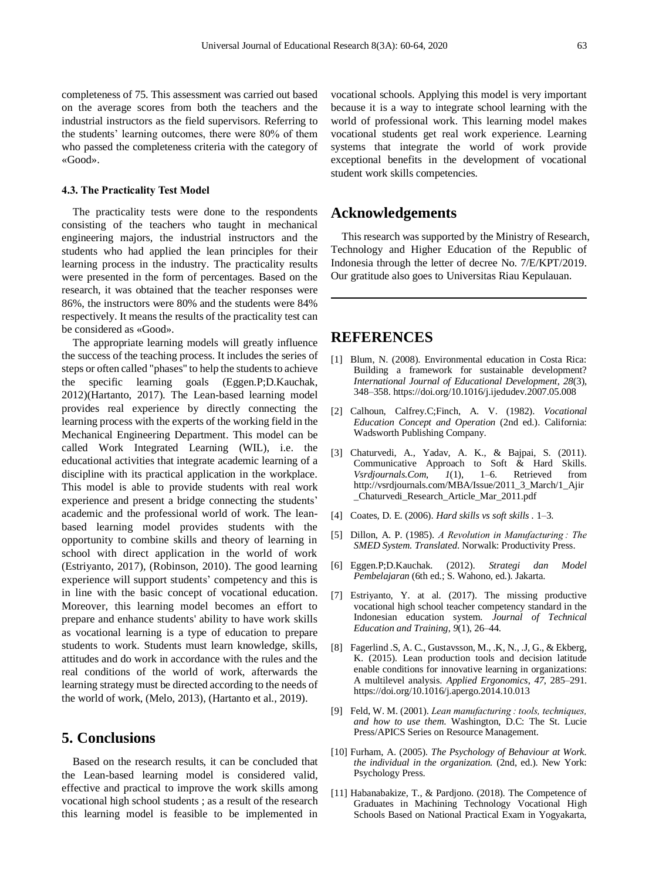completeness of 75. This assessment was carried out based on the average scores from both the teachers and the industrial instructors as the field supervisors. Referring to the students' learning outcomes, there were 80% of them who passed the completeness criteria with the category of «Good».

### 4.3. The Practicality Test Model

The practicality tests were done to the respondents consisting of the teachers who taught in mechanical engineering majors, the industrial instructors and the students who had applied the lean principles for their learning process in the industry. The practicality results were presented in the form of percentages. Based on the research, it was obtained that the teacher responses were 86%, the instructors were 80% and the students were 84% respectively. It means the results of the practicality test can be considered as «Good».

The appropriate learning models will greatly influence the success of the teaching process. It includes the series of steps or often called "phases" to help the students to achieve the specific learning goals (Eggen.P;D.Kauchak, 2012)(Hartanto, 2017). The Lean-based learning model provides real experience by directly connecting the learning process with the experts of the working field in the Mechanical Engineering Department. This model can be called Work Integrated Learning (WIL), i.e. the educational activities that integrate academic learning of a discipline with its practical application in the workplace. This model is able to provide students with real work experience and present a bridge connecting the students' academic and the professional world of work. The lean-based learning model provides students with the opportunity to combine skills and theory of learning in school with direct application in the world of work (Estriyanto, 2017), (Robinson, 2010). The good learning experience will support students' competency and this is in line with the basic concept of vocational education. Moreover, this learning model becomes an effort to prepare and enhance students' ability to have work skills as vocational learning is a type of education to prepare students to work. Students must learn knowledge, skills, attitudes and do work in accordance with the rules and the real conditions of the world of work, afterwards the learning strategy must be directed according to the needs of the world of work, (Melo, 2013), (Hartanto et al., 2019).

## 5. Conclusions

Based on the research results, it can be concluded that the Lean-based learning model is considered valid, effective and practical to improve the work skills among vocational high school students ; as a result of the research this learning model is feasible to be implemented in vocational schools. Applying this model is very important because it is a way to integrate school learning with the world of professional work. This learning model makes vocational students get real work experience. Learning systems that integrate the world of work provide exceptional benefits in the development of vocational student work skills competencies.

## Acknowledgements

This research was supported by the Ministry of Research, Technology and Higher Education of the Republic of Indonesia through the letter of decree No. 7/E/KPT/2019. Our gratitude also goes to Universitas Riau Kepulauan.

## REFERENCES

[1] Blum, N. (2008). Environmental education in Costa Rica: Building a framework for sustainable development? *International Journal of Educational Development*, *28*(3), 348–358. https://doi.org/10.1016/j.ijedudev.2007.05.008

[2] Calhoun, Calfrey.C;Finch, A. V. (1982). *Vocational Education Concept and Operation* (2nd ed.). California: Wadsworth Publishing Company.

[3] Chaturvedi, A., Yadav, A. K., & Bajpai, S. (2011). Communicative Approach to Soft & Hard Skills. *Vsrdjournals.Com*, *1*(1), 1–6. Retrieved from http://vsrdjournals.com/MBA/Issue/2011_3_March/1_Ajir_Chaturvedi_Research_Article_Mar_2011.pdf

[4] Coates, D. E. (2006). *Hard skills vs soft skills* . 1–3.

[5] Dillon, A. P. (1985). *A Revolution in Manufacturing : The SMED System. Translated*. Norwalk: Productivity Press.

[6] Eggen.P;D.Kauchak. (2012). *Strategi dan Model Pembelajaran* (6th ed.; S. Wahono, ed.). Jakarta.

[7] Estriyanto, Y. at al. (2017). The missing productive vocational high school teacher competency standard in the Indonesian education system. *Journal of Technical Education and Training*, *9*(1), 26–44.

[8] Fagerlind .S, A. C., Gustavsson, M., .K, N., .J, G., & Ekberg, K. (2015). Lean production tools and decision latitude enable conditions for innovative learning in organizations: A multilevel analysis. *Applied Ergonomics*, *47*, 285–291. https://doi.org/10.1016/j.apergo.2014.10.013

[9] Feld, W. M. (2001). *Lean manufacturing : tools, techniques, and how to use them.* Washington, D.C: The St. Lucie Press/APICS Series on Resource Management.

[10] Furham, A. (2005). *The Psychology of Behaviour at Work. the individual in the organization.* (2nd, ed.). New York: Psychology Press.

[11] Habanabakize, T., & Pardjono. (2018). The Competence of Graduates in Machining Technology Vocational High Schools Based on National Practical Exam in Yogyakarta,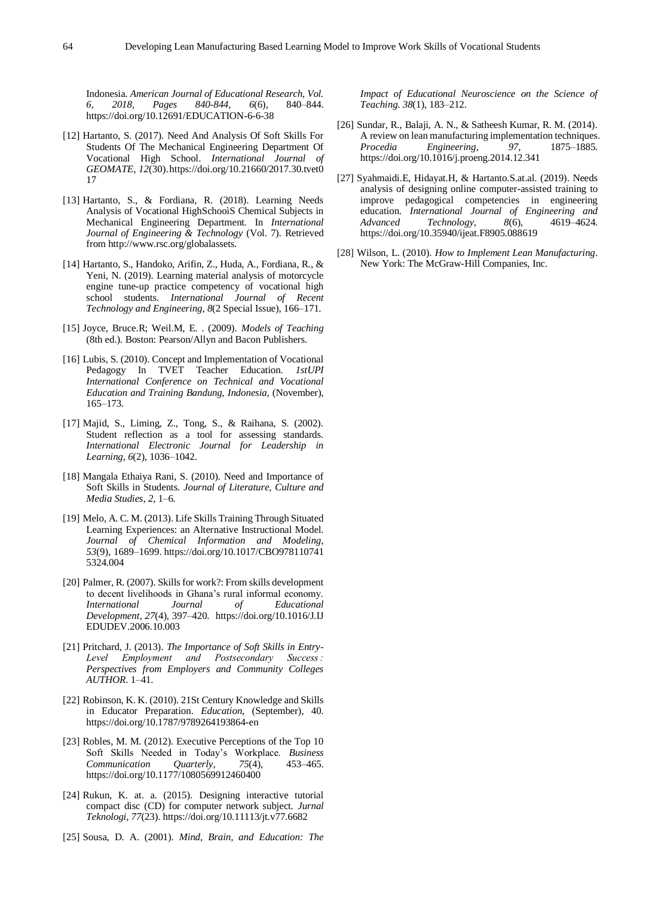Indonesia. *American Journal of Educational Research, Vol. 6, 2018, Pages 840-844, 6*(6), 840–844. https://doi.org/10.12691/EDUCATION-6-6-38

[12] Hartanto, S. (2017). Need And Analysis Of Soft Skills For Students Of The Mechanical Engineering Department Of Vocational High School. *International Journal of GEOMATE*, *12*(30). https://doi.org/10.21660/2017.30.tvet017

[13] Hartanto, S., & Fordiana, R. (2018). Learning Needs Analysis of Vocational HighSchooìS Chemical Subjects in Mechanical Engineering Department. In *International Journal of Engineering & Technology* (Vol. 7). Retrieved from http://www.rsc.org/globalassets.

[14] Hartanto, S., Handoko, Arifin, Z., Huda, A., Fordiana, R., & Yeni, N. (2019). Learning material analysis of motorcycle engine tune-up practice competency of vocational high school students. *International Journal of Recent Technology and Engineering*, *8*(2 Special Issue), 166–171.

[15] Joyce, Bruce.R; Weil.M, E. . (2009). *Models of Teaching* (8th ed.). Boston: Pearson/Allyn and Bacon Publishers.

[16] Lubis, S. (2010). Concept and Implementation of Vocational Pedagogy In TVET Teacher Education. *1stUPI International Conference on Technical and Vocational Education and Training Bandung, Indonesia*, (November), 165–173.

[17] Majid, S., Liming, Z., Tong, S., & Raihana, S. (2002). Student reflection as a tool for assessing standards. *International Electronic Journal for Leadership in Learning*, *6*(2), 1036–1042.

[18] Mangala Ethaiya Rani, S. (2010). Need and Importance of Soft Skills in Students. *Journal of Literature, Culture and Media Studies*, *2*, 1–6.

[19] Melo, A. C. M. (2013). Life Skills Training Through Situated Learning Experiences: an Alternative Instructional Model. *Journal of Chemical Information and Modeling*, *53*(9), 1689–1699. https://doi.org/10.1017/CBO9781107415324.004

[20] Palmer, R. (2007). Skills for work?: From skills development to decent livelihoods in Ghana's rural informal economy. *International Journal of Educational Development*, *27*(4), 397–420. https://doi.org/10.1016/J.IJEDUDEV.2006.10.003

[21] Pritchard, J. (2013). *The Importance of Soft Skills in Entry-Level Employment and Postsecondary Success : Perspectives from Employers and Community Colleges AUTHOR*. 1–41.

[22] Robinson, K. K. (2010). 21St Century Knowledge and Skills in Educator Preparation. *Education*, (September), 40. https://doi.org/10.1787/9789264193864-en

[23] Robles, M. M. (2012). Executive Perceptions of the Top 10 Soft Skills Needed in Today's Workplace. *Business Communication Quarterly*, *75*(4), 453–465. https://doi.org/10.1177/1080569912460400

[24] Rukun, K. at. a. (2015). Designing interactive tutorial compact disc (CD) for computer network subject. *Jurnal Teknologi*, *77*(23). https://doi.org/10.11113/jt.v77.6682

[25] Sousa, D. A. (2001). *Mind, Brain, and Education: The Impact of Educational Neuroscience on the Science of Teaching*. *38*(1), 183–212.

[26] Sundar, R., Balaji, A. N., & Satheesh Kumar, R. M. (2014). A review on lean manufacturing implementation techniques. *Procedia Engineering*, *97*, 1875–1885. https://doi.org/10.1016/j.proeng.2014.12.341

[27] Syahmaidi.E, Hidayat.H, & Hartanto.S.at.al. (2019). Needs analysis of designing online computer-assisted training to improve pedagogical competencies in engineering education. *International Journal of Engineering and Advanced Technology*, *8*(6), 4619–4624. https://doi.org/10.35940/ijeat.F8905.088619

[28] Wilson, L. (2010). *How to Implement Lean Manufacturing*. New York: The McGraw-Hill Companies, Inc.